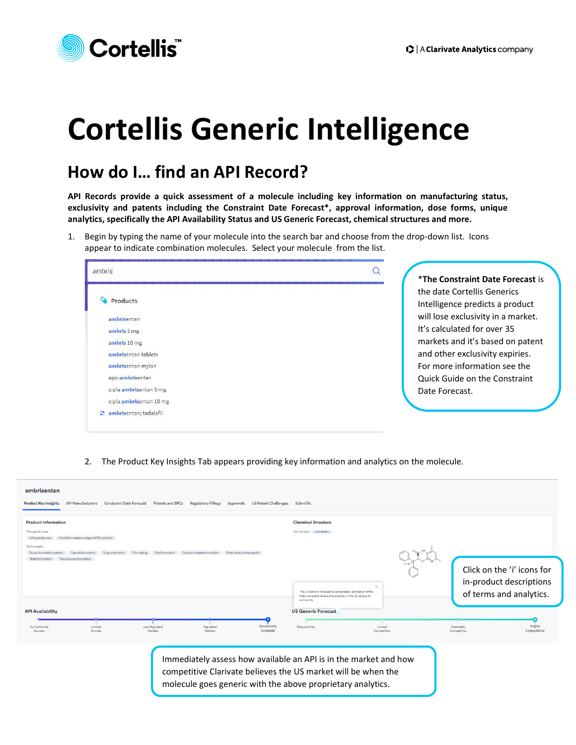# Cortellis Generic Intelligence

## How do I… find an API Record?

**API Records provide a quick assessment of a molecule including key information on manufacturing status, exclusivity and patents including the Constraint Date Forecast*, approval information, dose forms, unique analytics, specifically the API Availability Status and US Generic Forecast, chemical structures and more.**

1. Begin by typing the name of your molecule into the search bar and choose from the drop-down list. Icons appear to indicate combination molecules. Select your molecule from the list.

*__The Constraint Date Forecast__ is the date Cortellis Generics Intelligence predicts a product will lose exclusivity in a market. It's calculated for over 35 markets and it's based on patent and other exclusivity expiries. For more information see the Quick Guide on the Constraint Date Forecast.

2. The Product Key Insights Tab appears providing key information and analytics on the molecule.

Click on the 'i' icons for in-product descriptions of terms and analytics.

Immediately assess how available an API is in the market and how competitive Clarivate believes the US market will be when the molecule goes generic with the above proprietary analytics.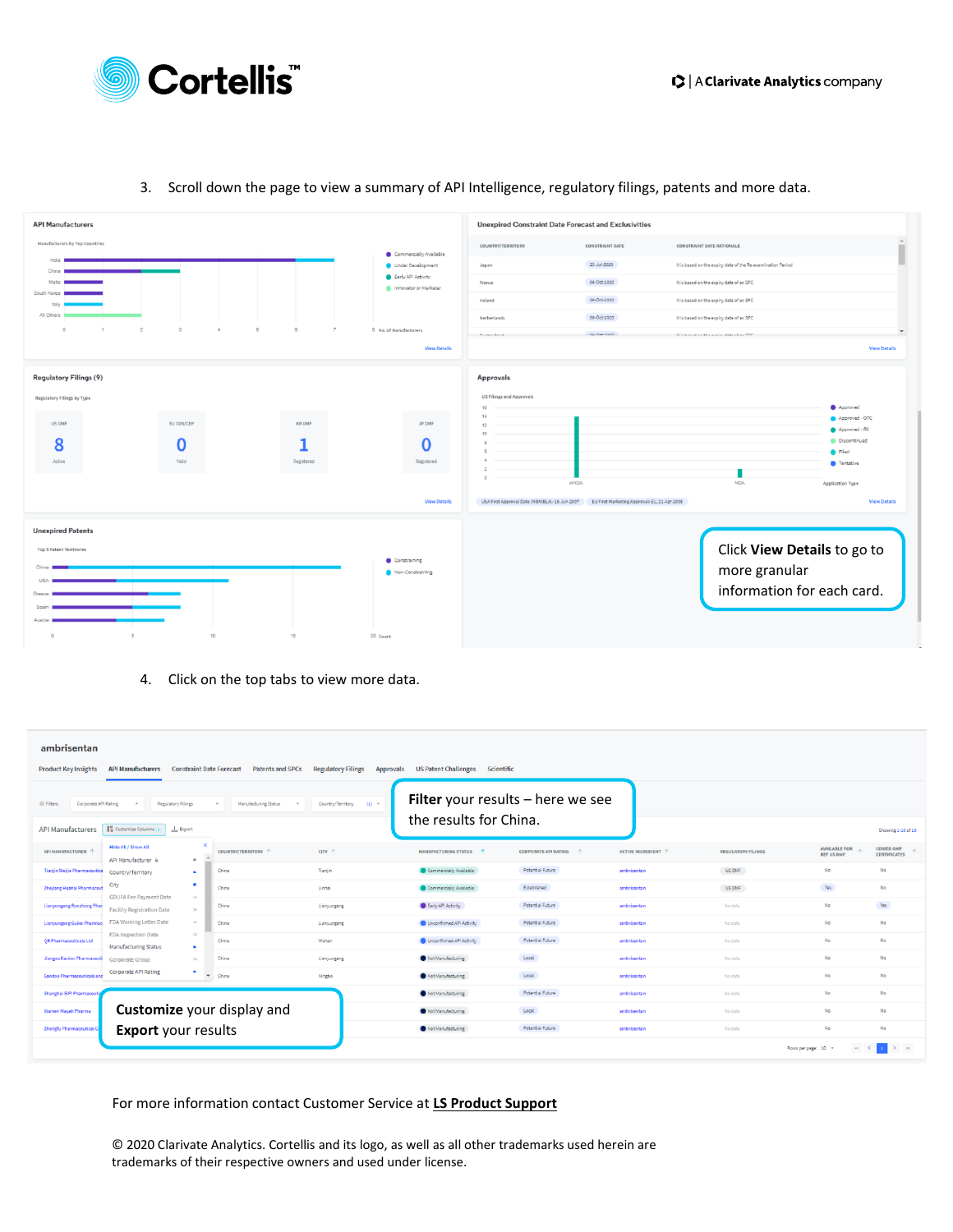3. Scroll down the page to view a summary of API Intelligence, regulatory filings, patents and more data.

Click **View Details** to go to more granular information for each card.

4. Click on the top tabs to view more data.

**Filter** your results – here we see the results for China.

**Customize** your display and **Export** your results

For more information contact Customer Service at **LS Product Support**

© 2020 Clarivate Analytics. Cortellis and its logo, as well as all other trademarks used herein are trademarks of their respective owners and used under license.